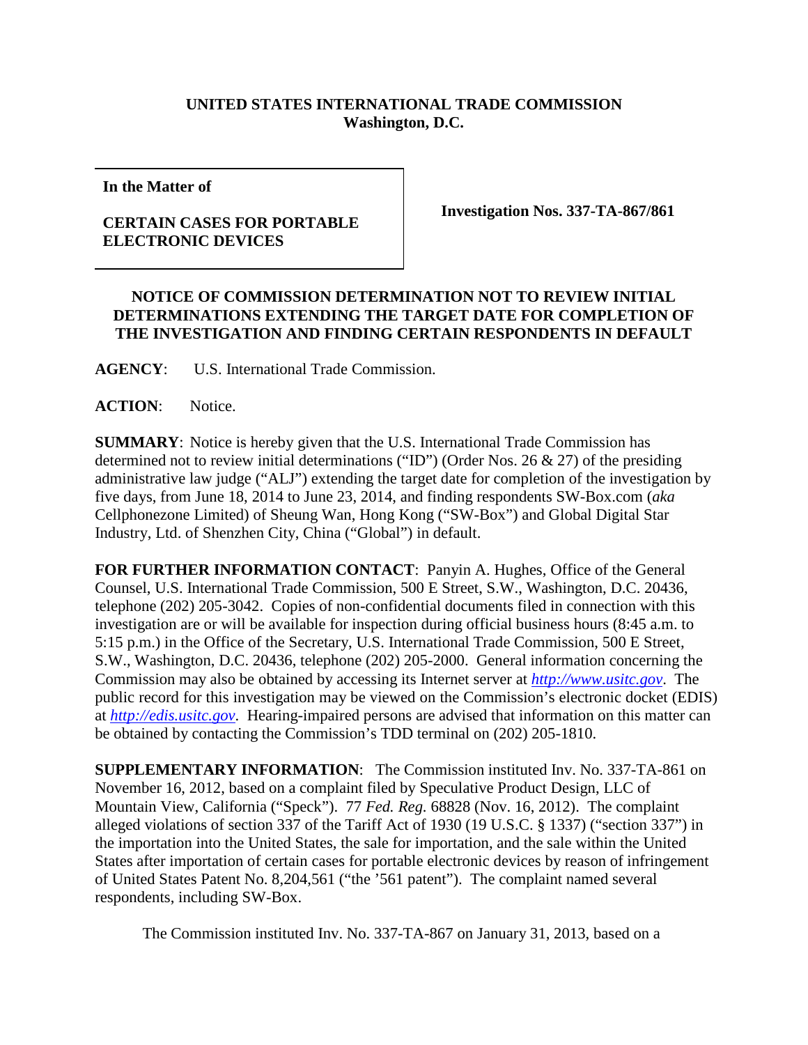**UNITED STATES INTERNATIONAL TRADE COMMISSION**
**Washington, D.C.**

| **In the Matter of**<br><br>**CERTAIN CASES FOR PORTABLE ELECTRONIC DEVICES** | **Investigation Nos. 337-TA-867/861** |
|---|---|

**NOTICE OF COMMISSION DETERMINATION NOT TO REVIEW INITIAL DETERMINATIONS EXTENDING THE TARGET DATE FOR COMPLETION OF THE INVESTIGATION AND FINDING CERTAIN RESPONDENTS IN DEFAULT**

**AGENCY**: U.S. International Trade Commission.

**ACTION**: Notice.

**SUMMARY**: Notice is hereby given that the U.S. International Trade Commission has determined not to review initial determinations ("ID") (Order Nos. 26 & 27) of the presiding administrative law judge ("ALJ") extending the target date for completion of the investigation by five days, from June 18, 2014 to June 23, 2014, and finding respondents SW-Box.com (*aka* Cellphonezone Limited) of Sheung Wan, Hong Kong ("SW-Box") and Global Digital Star Industry, Ltd. of Shenzhen City, China ("Global") in default.

**FOR FURTHER INFORMATION CONTACT**: Panyin A. Hughes, Office of the General Counsel, U.S. International Trade Commission, 500 E Street, S.W., Washington, D.C. 20436, telephone (202) 205-3042. Copies of non-confidential documents filed in connection with this investigation are or will be available for inspection during official business hours (8:45 a.m. to 5:15 p.m.) in the Office of the Secretary, U.S. International Trade Commission, 500 E Street, S.W., Washington, D.C. 20436, telephone (202) 205-2000. General information concerning the Commission may also be obtained by accessing its Internet server at *http://www.usitc.gov*. The public record for this investigation may be viewed on the Commission's electronic docket (EDIS) at *http://edis.usitc.gov*. Hearing-impaired persons are advised that information on this matter can be obtained by contacting the Commission's TDD terminal on (202) 205-1810.

**SUPPLEMENTARY INFORMATION**: The Commission instituted Inv. No. 337-TA-861 on November 16, 2012, based on a complaint filed by Speculative Product Design, LLC of Mountain View, California ("Speck"). 77 *Fed. Reg.* 68828 (Nov. 16, 2012). The complaint alleged violations of section 337 of the Tariff Act of 1930 (19 U.S.C. § 1337) ("section 337") in the importation into the United States, the sale for importation, and the sale within the United States after importation of certain cases for portable electronic devices by reason of infringement of United States Patent No. 8,204,561 ("the '561 patent"). The complaint named several respondents, including SW-Box.

The Commission instituted Inv. No. 337-TA-867 on January 31, 2013, based on a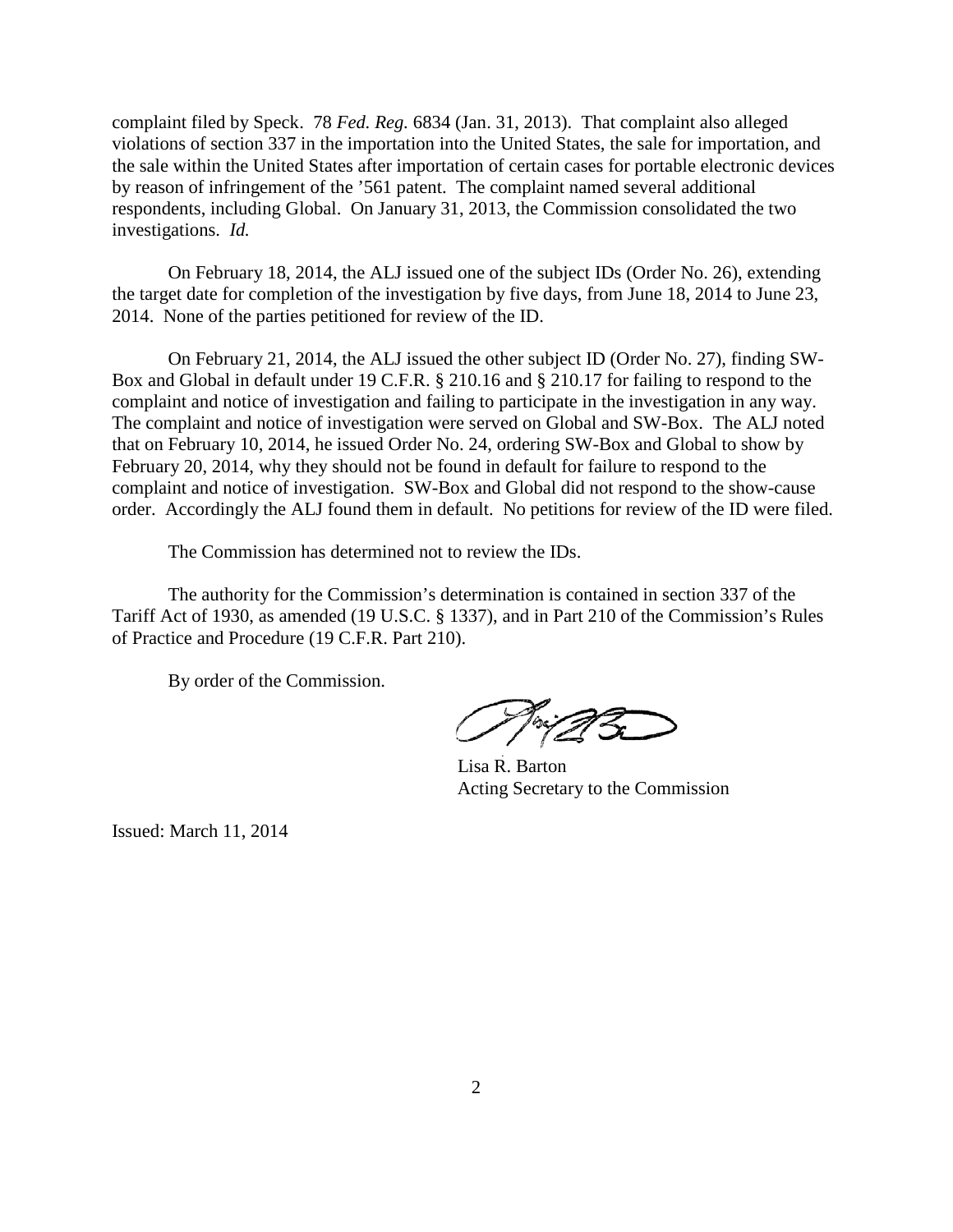complaint filed by Speck. 78 *Fed. Reg*. 6834 (Jan. 31, 2013). That complaint also alleged violations of section 337 in the importation into the United States, the sale for importation, and the sale within the United States after importation of certain cases for portable electronic devices by reason of infringement of the '561 patent. The complaint named several additional respondents, including Global. On January 31, 2013, the Commission consolidated the two investigations. *Id.*

On February 18, 2014, the ALJ issued one of the subject IDs (Order No. 26), extending the target date for completion of the investigation by five days, from June 18, 2014 to June 23, 2014. None of the parties petitioned for review of the ID.

On February 21, 2014, the ALJ issued the other subject ID (Order No. 27), finding SW-Box and Global in default under 19 C.F.R. § 210.16 and § 210.17 for failing to respond to the complaint and notice of investigation and failing to participate in the investigation in any way. The complaint and notice of investigation were served on Global and SW-Box. The ALJ noted that on February 10, 2014, he issued Order No. 24, ordering SW-Box and Global to show by February 20, 2014, why they should not be found in default for failure to respond to the complaint and notice of investigation. SW-Box and Global did not respond to the show-cause order. Accordingly the ALJ found them in default. No petitions for review of the ID were filed.

The Commission has determined not to review the IDs.

The authority for the Commission's determination is contained in section 337 of the Tariff Act of 1930, as amended (19 U.S.C. § 1337), and in Part 210 of the Commission's Rules of Practice and Procedure (19 C.F.R. Part 210).

By order of the Commission.

Lisa R. Barton
Acting Secretary to the Commission

Issued: March 11, 2014